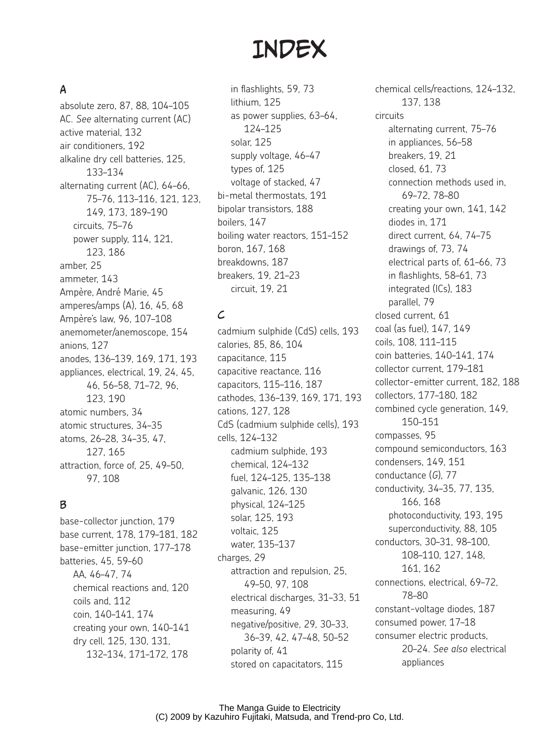# INDEX

## A

absolute zero, 87, 88, 104–105
AC. *See* alternating current (AC)
active material, 132
air conditioners, 192
alkaline dry cell batteries, 125, 133–134
alternating current (AC), 64–66, 75–76, 113–116, 121, 123, 149, 173, 189–190
  circuits, 75–76
  power supply, 114, 121, 123, 186
amber, 25
ammeter, 143
Ampère, André Marie, 45
amperes/amps (A), 16, 45, 68
Ampère's law, 96, 107–108
anemometer/anemoscope, 154
anions, 127
anodes, 136–139, 169, 171, 193
appliances, electrical, 19, 24, 45, 46, 56–58, 71–72, 96, 123, 190
atomic numbers, 34
atomic structures, 34–35
atoms, 26–28, 34–35, 47, 127, 165
attraction, force of, 25, 49–50, 97, 108

## B

base-collector junction, 179
base current, 178, 179–181, 182
base-emitter junction, 177–178
batteries, 45, 59–60
  AA, 46–47, 74
  chemical reactions and, 120
  coils and, 112
  coin, 140–141, 174
  creating your own, 140–141
  dry cell, 125, 130, 131, 132–134, 171–172, 178
  in flashlights, 59, 73
  lithium, 125
  as power supplies, 63–64, 124–125
  solar, 125
  supply voltage, 46–47
  types of, 125
  voltage of stacked, 47
bi-metal thermostats, 191
bipolar transistors, 188
boilers, 147
boiling water reactors, 151–152
boron, 167, 168
breakdowns, 187
breakers, 19, 21–23
  circuit, 19, 21

## C

cadmium sulphide (CdS) cells, 193
calories, 85, 86, 104
capacitance, 115
capacitive reactance, 116
capacitors, 115–116, 187
cathodes, 136–139, 169, 171, 193
cations, 127, 128
CdS (cadmium sulphide cells), 193
cells, 124–132
  cadmium sulphide, 193
  chemical, 124–132
  fuel, 124–125, 135–138
  galvanic, 126, 130
  physical, 124–125
  solar, 125, 193
  voltaic, 125
  water, 135–137
charges, 29
  attraction and repulsion, 25, 49–50, 97, 108
  electrical discharges, 31–33, 51
  measuring, 49
  negative/positive, 29, 30–33, 36–39, 42, 47–48, 50–52
  polarity of, 41
  stored on capacitators, 115
chemical cells/reactions, 124–132, 137, 138
circuits
  alternating current, 75–76
  in appliances, 56–58
  breakers, 19, 21
  closed, 61, 73
  connection methods used in, 69–72, 78–80
  creating your own, 141, 142
  diodes in, 171
  direct current, 64, 74–75
  drawings of, 73, 74
  electrical parts of, 61–66, 73
  in flashlights, 58–61, 73
  integrated (ICs), 183
  parallel, 79
closed current, 61
coal (as fuel), 147, 149
coils, 108, 111–115
coin batteries, 140–141, 174
collector current, 179–181
collector-emitter current, 182, 188
collectors, 177–180, 182
combined cycle generation, 149, 150–151
compasses, 95
compound semiconductors, 163
condensers, 149, 151
conductance (*G*), 77
conductivity, 34–35, 77, 135, 166, 168
  photoconductivity, 193, 195
  superconductivity, 88, 105
conductors, 30–31, 98–100, 108–110, 127, 148, 161, 162
connections, electrical, 69–72, 78–80
constant-voltage diodes, 187
consumed power, 17–18
consumer electric products, 20–24. *See also* electrical appliances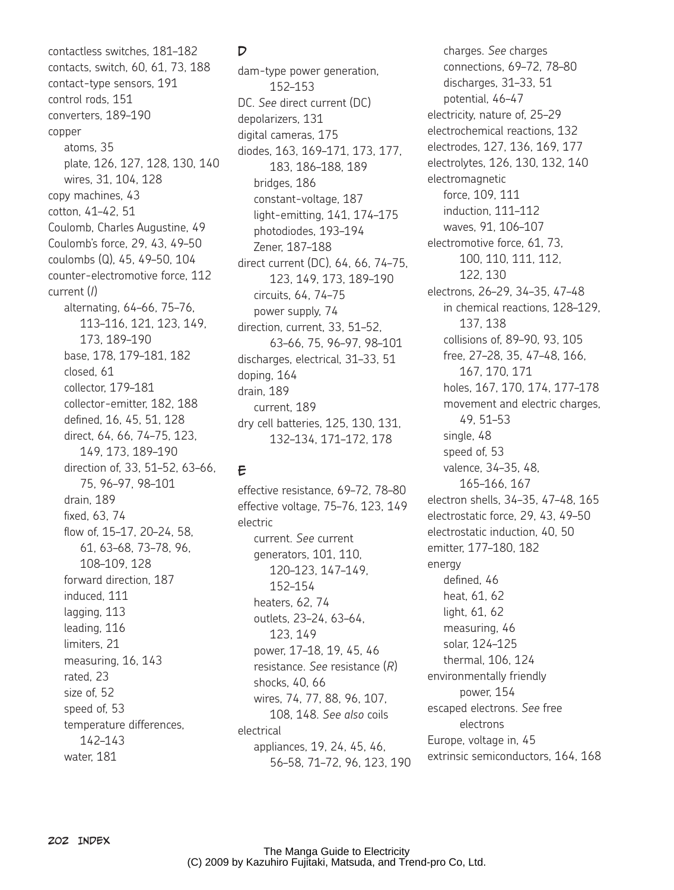contactless switches, 181–182
contacts, switch, 60, 61, 73, 188
contact-type sensors, 191
control rods, 151
converters, 189–190
copper
- atoms, 35
- plate, 126, 127, 128, 130, 140
- wires, 31, 104, 128

copy machines, 43
cotton, 41–42, 51
Coulomb, Charles Augustine, 49
Coulomb's force, 29, 43, 49–50
coulombs (Q), 45, 49–50, 104
counter-electromotive force, 112
current (*I*)
- alternating, 64–66, 75–76, 113–116, 121, 123, 149, 173, 189–190
- base, 178, 179–181, 182
- closed, 61
- collector, 179–181
- collector-emitter, 182, 188
- defined, 16, 45, 51, 128
- direct, 64, 66, 74–75, 123, 149, 173, 189–190
- direction of, 33, 51–52, 63–66, 75, 96–97, 98–101
- drain, 189
- fixed, 63, 74
- flow of, 15–17, 20–24, 58, 61, 63–68, 73–78, 96, 108–109, 128
- forward direction, 187
- induced, 111
- lagging, 113
- leading, 116
- limiters, 21
- measuring, 16, 143
- rated, 23
- size of, 52
- speed of, 53
- temperature differences, 142–143
- water, 181

## D

dam-type power generation, 152–153
DC. *See* direct current (DC)
depolarizers, 131
digital cameras, 175
diodes, 163, 169–171, 173, 177, 183, 186–188, 189
- bridges, 186
- constant-voltage, 187
- light-emitting, 141, 174–175
- photodiodes, 193–194
- Zener, 187–188

direct current (DC), 64, 66, 74–75, 123, 149, 173, 189–190
- circuits, 64, 74–75
- power supply, 74

direction, current, 33, 51–52, 63–66, 75, 96–97, 98–101
discharges, electrical, 31–33, 51
doping, 164
drain, 189
- current, 189

dry cell batteries, 125, 130, 131, 132–134, 171–172, 178

## E

effective resistance, 69–72, 78–80
effective voltage, 75–76, 123, 149
electric
- current. *See* current
- generators, 101, 110, 120–123, 147–149, 152–154
- heaters, 62, 74
- outlets, 23–24, 63–64, 123, 149
- power, 17–18, 19, 45, 46
- resistance. *See* resistance (*R*)
- shocks, 40, 66
- wires, 74, 77, 88, 96, 107, 108, 148. *See also* coils

electrical
- appliances, 19, 24, 45, 46, 56–58, 71–72, 96, 123, 190
- charges. *See* charges
- connections, 69–72, 78–80
- discharges, 31–33, 51
- potential, 46–47

electricity, nature of, 25–29
electrochemical reactions, 132
electrodes, 127, 136, 169, 177
electrolytes, 126, 130, 132, 140
electromagnetic
- force, 109, 111
- induction, 111–112
- waves, 91, 106–107

electromotive force, 61, 73, 100, 110, 111, 112, 122, 130
electrons, 26–29, 34–35, 47–48
- in chemical reactions, 128–129, 137, 138
- collisions of, 89–90, 93, 105
- free, 27–28, 35, 47–48, 166, 167, 170, 171
- holes, 167, 170, 174, 177–178
- movement and electric charges, 49, 51–53
- single, 48
- speed of, 53
- valence, 34–35, 48, 165–166, 167

electron shells, 34–35, 47–48, 165
electrostatic force, 29, 43, 49–50
electrostatic induction, 40, 50
emitter, 177–180, 182
energy
- defined, 46
- heat, 61, 62
- light, 61, 62
- measuring, 46
- solar, 124–125
- thermal, 106, 124

environmentally friendly power, 154
escaped electrons. *See* free electrons
Europe, voltage in, 45
extrinsic semiconductors, 164, 168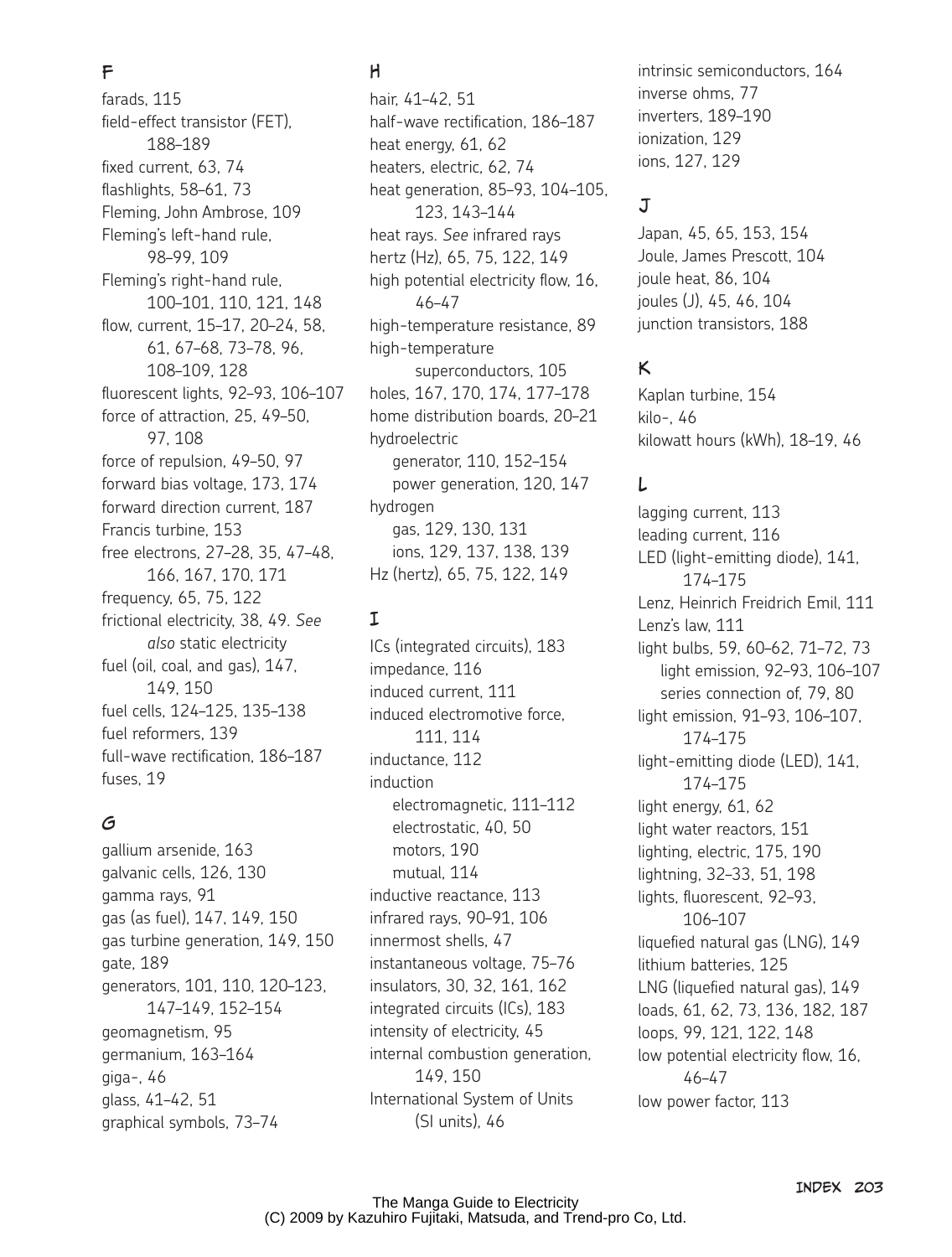## F

farads, 115
field-effect transistor (FET), 188–189
fixed current, 63, 74
flashlights, 58–61, 73
Fleming, John Ambrose, 109
Fleming's left-hand rule, 98–99, 109
Fleming's right-hand rule, 100–101, 110, 121, 148
flow, current, 15–17, 20–24, 58, 61, 67–68, 73–78, 96, 108–109, 128
fluorescent lights, 92–93, 106–107
force of attraction, 25, 49–50, 97, 108
force of repulsion, 49–50, 97
forward bias voltage, 173, 174
forward direction current, 187
Francis turbine, 153
free electrons, 27–28, 35, 47–48, 166, 167, 170, 171
frequency, 65, 75, 122
frictional electricity, 38, 49. *See also* static electricity
fuel (oil, coal, and gas), 147, 149, 150
fuel cells, 124–125, 135–138
fuel reformers, 139
full-wave rectification, 186–187
fuses, 19

## G

gallium arsenide, 163
galvanic cells, 126, 130
gamma rays, 91
gas (as fuel), 147, 149, 150
gas turbine generation, 149, 150
gate, 189
generators, 101, 110, 120–123, 147–149, 152–154
geomagnetism, 95
germanium, 163–164
giga-, 46
glass, 41–42, 51
graphical symbols, 73–74

## H

hair, 41–42, 51
half-wave rectification, 186–187
heat energy, 61, 62
heaters, electric, 62, 74
heat generation, 85–93, 104–105, 123, 143–144
heat rays. *See* infrared rays
hertz (Hz), 65, 75, 122, 149
high potential electricity flow, 16, 46–47
high-temperature resistance, 89
high-temperature superconductors, 105
holes, 167, 170, 174, 177–178
home distribution boards, 20–21
hydroelectric
- generator, 110, 152–154
- power generation, 120, 147

hydrogen
- gas, 129, 130, 131
- ions, 129, 137, 138, 139

Hz (hertz), 65, 75, 122, 149

## I

ICs (integrated circuits), 183
impedance, 116
induced current, 111
induced electromotive force, 111, 114
inductance, 112
induction
- electromagnetic, 111–112
- electrostatic, 40, 50
- motors, 190
- mutual, 114

inductive reactance, 113
infrared rays, 90–91, 106
innermost shells, 47
instantaneous voltage, 75–76
insulators, 30, 32, 161, 162
integrated circuits (ICs), 183
intensity of electricity, 45
internal combustion generation, 149, 150
International System of Units (SI units), 46
intrinsic semiconductors, 164
inverse ohms, 77
inverters, 189–190
ionization, 129
ions, 127, 129

## J

Japan, 45, 65, 153, 154
Joule, James Prescott, 104
joule heat, 86, 104
joules (J), 45, 46, 104
junction transistors, 188

## K

Kaplan turbine, 154
kilo-, 46
kilowatt hours (kWh), 18–19, 46

## L

lagging current, 113
leading current, 116
LED (light-emitting diode), 141, 174–175
Lenz, Heinrich Freidrich Emil, 111
Lenz's law, 111
light bulbs, 59, 60–62, 71–72, 73
- light emission, 92–93, 106–107
- series connection of, 79, 80

light emission, 91–93, 106–107, 174–175
light-emitting diode (LED), 141, 174–175
light energy, 61, 62
light water reactors, 151
lighting, electric, 175, 190
lightning, 32–33, 51, 198
lights, fluorescent, 92–93, 106–107
liquefied natural gas (LNG), 149
lithium batteries, 125
LNG (liquefied natural gas), 149
loads, 61, 62, 73, 136, 182, 187
loops, 99, 121, 122, 148
low potential electricity flow, 16, 46–47
low power factor, 113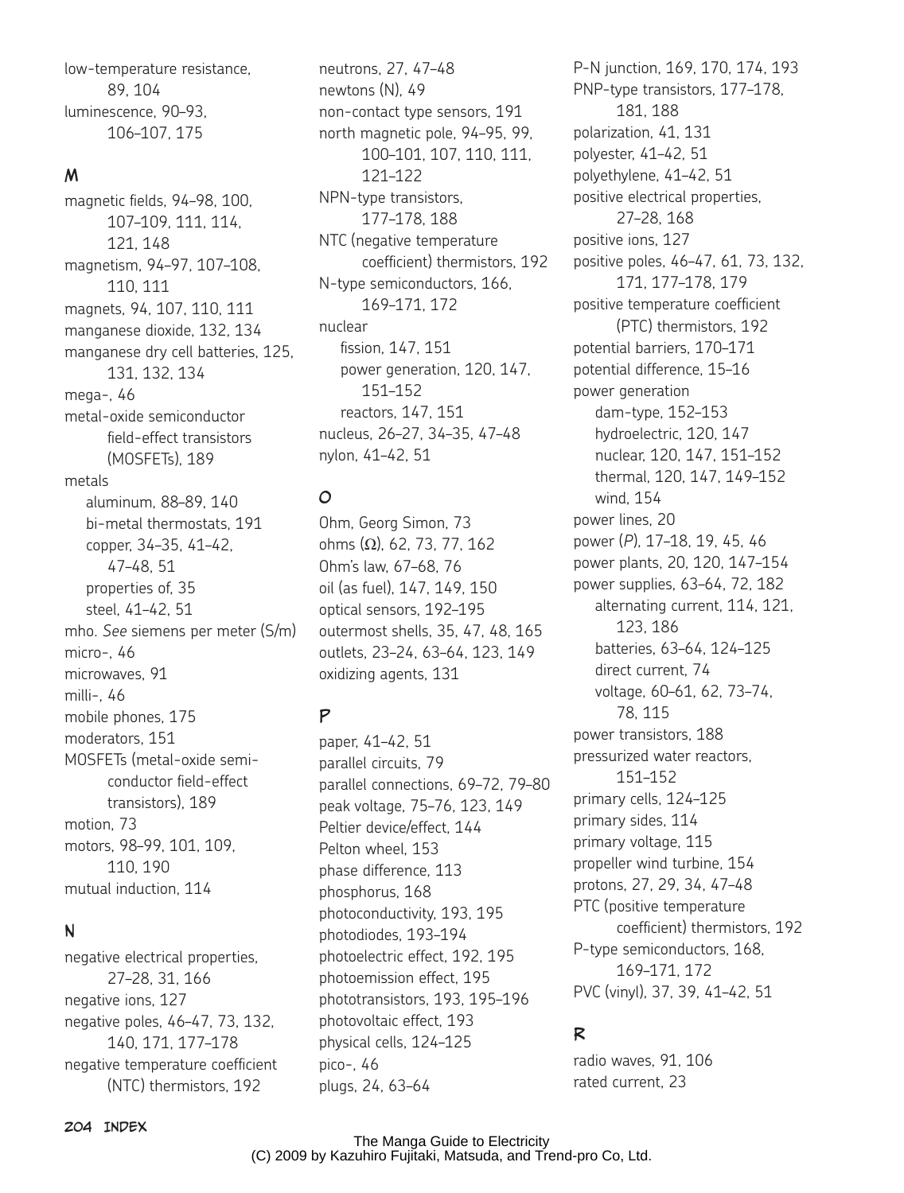low-temperature resistance, 89, 104
luminescence, 90–93, 106–107, 175

## M

magnetic fields, 94–98, 100, 107–109, 111, 114, 121, 148
magnetism, 94–97, 107–108, 110, 111
magnets, 94, 107, 110, 111
manganese dioxide, 132, 134
manganese dry cell batteries, 125, 131, 132, 134
mega-, 46
metal-oxide semiconductor field-effect transistors (MOSFETs), 189
metals
- aluminum, 88–89, 140
- bi-metal thermostats, 191
- copper, 34–35, 41–42, 47–48, 51
- properties of, 35
- steel, 41–42, 51

mho. *See* siemens per meter (S/m)
micro-, 46
microwaves, 91
milli-, 46
mobile phones, 175
moderators, 151
MOSFETs (metal-oxide semiconductor field-effect transistors), 189
motion, 73
motors, 98–99, 101, 109, 110, 190
mutual induction, 114

## N

negative electrical properties, 27–28, 31, 166
negative ions, 127
negative poles, 46–47, 73, 132, 140, 171, 177–178
negative temperature coefficient (NTC) thermistors, 192
neutrons, 27, 47–48
newtons (N), 49
non-contact type sensors, 191
north magnetic pole, 94–95, 99, 100–101, 107, 110, 111, 121–122
NPN-type transistors, 177–178, 188
NTC (negative temperature coefficient) thermistors, 192
N-type semiconductors, 166, 169–171, 172
nuclear
- fission, 147, 151
- power generation, 120, 147, 151–152
- reactors, 147, 151

nucleus, 26–27, 34–35, 47–48
nylon, 41–42, 51

## O

Ohm, Georg Simon, 73
ohms (Ω), 62, 73, 77, 162
Ohm's law, 67–68, 76
oil (as fuel), 147, 149, 150
optical sensors, 192–195
outermost shells, 35, 47, 48, 165
outlets, 23–24, 63–64, 123, 149
oxidizing agents, 131

## P

paper, 41–42, 51
parallel circuits, 79
parallel connections, 69–72, 79–80
peak voltage, 75–76, 123, 149
Peltier device/effect, 144
Pelton wheel, 153
phase difference, 113
phosphorus, 168
photoconductivity, 193, 195
photodiodes, 193–194
photoelectric effect, 192, 195
photoemission effect, 195
phototransistors, 193, 195–196
photovoltaic effect, 193
physical cells, 124–125
pico-, 46
plugs, 24, 63–64
P-N junction, 169, 170, 174, 193
PNP-type transistors, 177–178, 181, 188
polarization, 41, 131
polyester, 41–42, 51
polyethylene, 41–42, 51
positive electrical properties, 27–28, 168
positive ions, 127
positive poles, 46–47, 61, 73, 132, 171, 177–178, 179
positive temperature coefficient (PTC) thermistors, 192
potential barriers, 170–171
potential difference, 15–16
power generation
- dam-type, 152–153
- hydroelectric, 120, 147
- nuclear, 120, 147, 151–152
- thermal, 120, 147, 149–152
- wind, 154

power lines, 20
power (*P*), 17–18, 19, 45, 46
power plants, 20, 120, 147–154
power supplies, 63–64, 72, 182
- alternating current, 114, 121, 123, 186
- batteries, 63–64, 124–125
- direct current, 74
- voltage, 60–61, 62, 73–74, 78, 115

power transistors, 188
pressurized water reactors, 151–152
primary cells, 124–125
primary sides, 114
primary voltage, 115
propeller wind turbine, 154
protons, 27, 29, 34, 47–48
PTC (positive temperature coefficient) thermistors, 192
P-type semiconductors, 168, 169–171, 172
PVC (vinyl), 37, 39, 41–42, 51

## R

radio waves, 91, 106
rated current, 23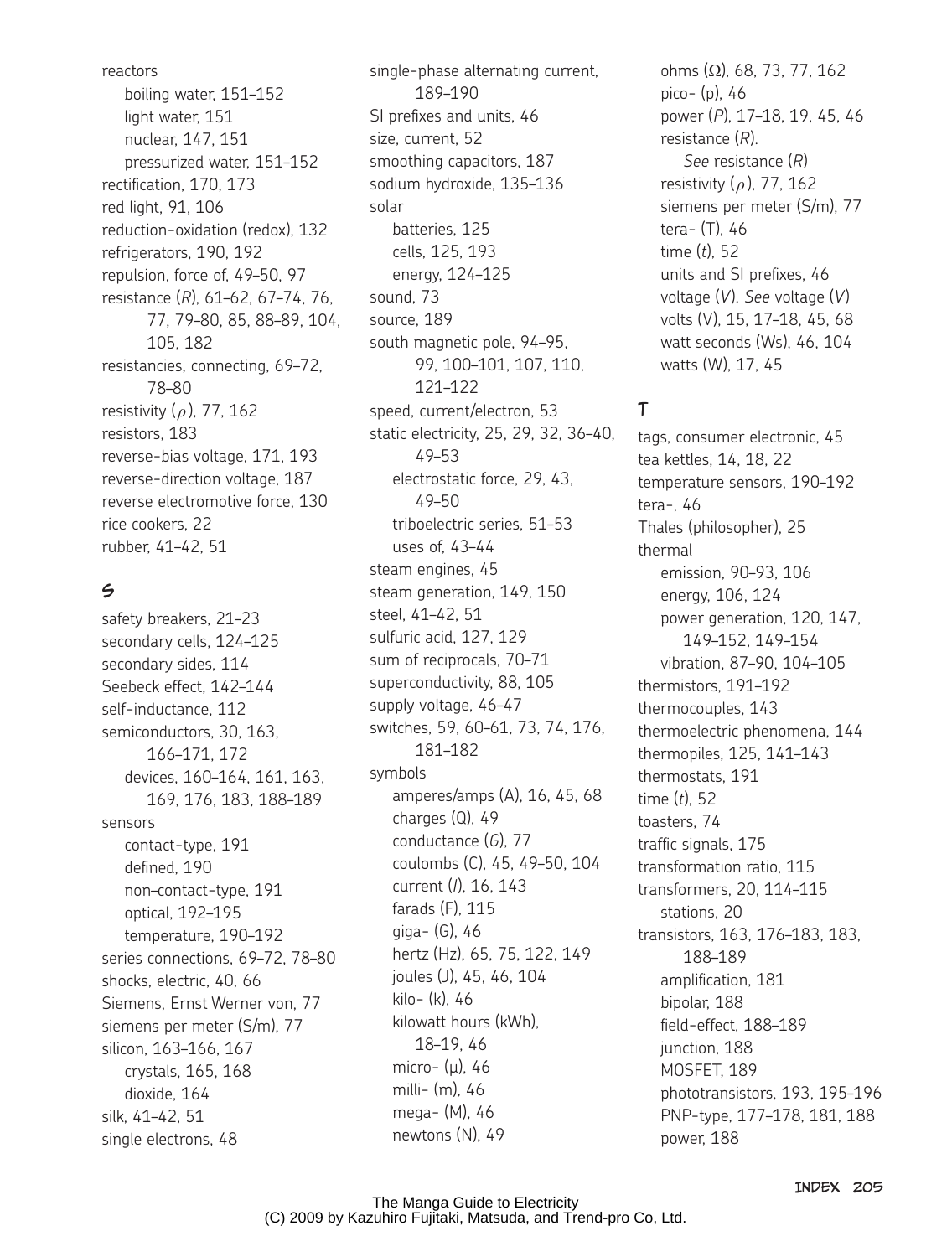reactors
- boiling water, 151–152
- light water, 151
- nuclear, 147, 151
- pressurized water, 151–152

rectification, 170, 173
red light, 91, 106
reduction-oxidation (redox), 132
refrigerators, 190, 192
repulsion, force of, 49–50, 97
resistance (*R*), 61–62, 67–74, 76, 77, 79–80, 85, 88–89, 104, 105, 182
resistancies, connecting, 69–72, 78–80
resistivity ($\rho$), 77, 162
resistors, 183
reverse-bias voltage, 171, 193
reverse-direction voltage, 187
reverse electromotive force, 130
rice cookers, 22
rubber, 41–42, 51

## S

safety breakers, 21–23
secondary cells, 124–125
secondary sides, 114
Seebeck effect, 142–144
self-inductance, 112
semiconductors, 30, 163, 166–171, 172
- devices, 160–164, 161, 163, 169, 176, 183, 188–189

sensors
- contact-type, 191
- defined, 190
- non–contact-type, 191
- optical, 192–195
- temperature, 190–192

series connections, 69–72, 78–80
shocks, electric, 40, 66
Siemens, Ernst Werner von, 77
siemens per meter (S/m), 77
silicon, 163–166, 167
- crystals, 165, 168
- dioxide, 164

silk, 41–42, 51
single electrons, 48
single-phase alternating current, 189–190
SI prefixes and units, 46
size, current, 52
smoothing capacitors, 187
sodium hydroxide, 135–136
solar
- batteries, 125
- cells, 125, 193
- energy, 124–125

sound, 73
source, 189
south magnetic pole, 94–95, 99, 100–101, 107, 110, 121–122
speed, current/electron, 53
static electricity, 25, 29, 32, 36–40, 49–53
- electrostatic force, 29, 43, 49–50
- triboelectric series, 51–53
- uses of, 43–44

steam engines, 45
steam generation, 149, 150
steel, 41–42, 51
sulfuric acid, 127, 129
sum of reciprocals, 70–71
superconductivity, 88, 105
supply voltage, 46–47
switches, 59, 60–61, 73, 74, 176, 181–182
symbols
- amperes/amps (A), 16, 45, 68
- charges (Q), 49
- conductance (*G*), 77
- coulombs (C), 45, 49–50, 104
- current (*I*), 16, 143
- farads (F), 115
- giga- (G), 46
- hertz (Hz), 65, 75, 122, 149
- joules (J), 45, 46, 104
- kilo- (k), 46
- kilowatt hours (kWh), 18–19, 46
- micro- (μ), 46
- milli- (m), 46
- mega- (M), 46
- newtons (N), 49
- ohms (Ω), 68, 73, 77, 162
- pico- (p), 46
- power (*P*), 17–18, 19, 45, 46
- resistance (*R*). *See* resistance (*R*)
- resistivity ($\rho$), 77, 162
- siemens per meter (S/m), 77
- tera- (T), 46
- time (*t*), 52
- units and SI prefixes, 46
- voltage (*V*). *See* voltage (*V*)
- volts (V), 15, 17–18, 45, 68
- watt seconds (Ws), 46, 104
- watts (W), 17, 45

## T

tags, consumer electronic, 45
tea kettles, 14, 18, 22
temperature sensors, 190–192
tera-, 46
Thales (philosopher), 25
thermal
- emission, 90–93, 106
- energy, 106, 124
- power generation, 120, 147, 149–152, 149–154
- vibration, 87–90, 104–105

thermistors, 191–192
thermocouples, 143
thermoelectric phenomena, 144
thermopiles, 125, 141–143
thermostats, 191
time (*t*), 52
toasters, 74
traffic signals, 175
transformation ratio, 115
transformers, 20, 114–115
- stations, 20

transistors, 163, 176–183, 183, 188–189
- amplification, 181
- bipolar, 188
- field-effect, 188–189
- junction, 188
- MOSFET, 189
- phototransistors, 193, 195–196
- PNP-type, 177–178, 181, 188
- power, 188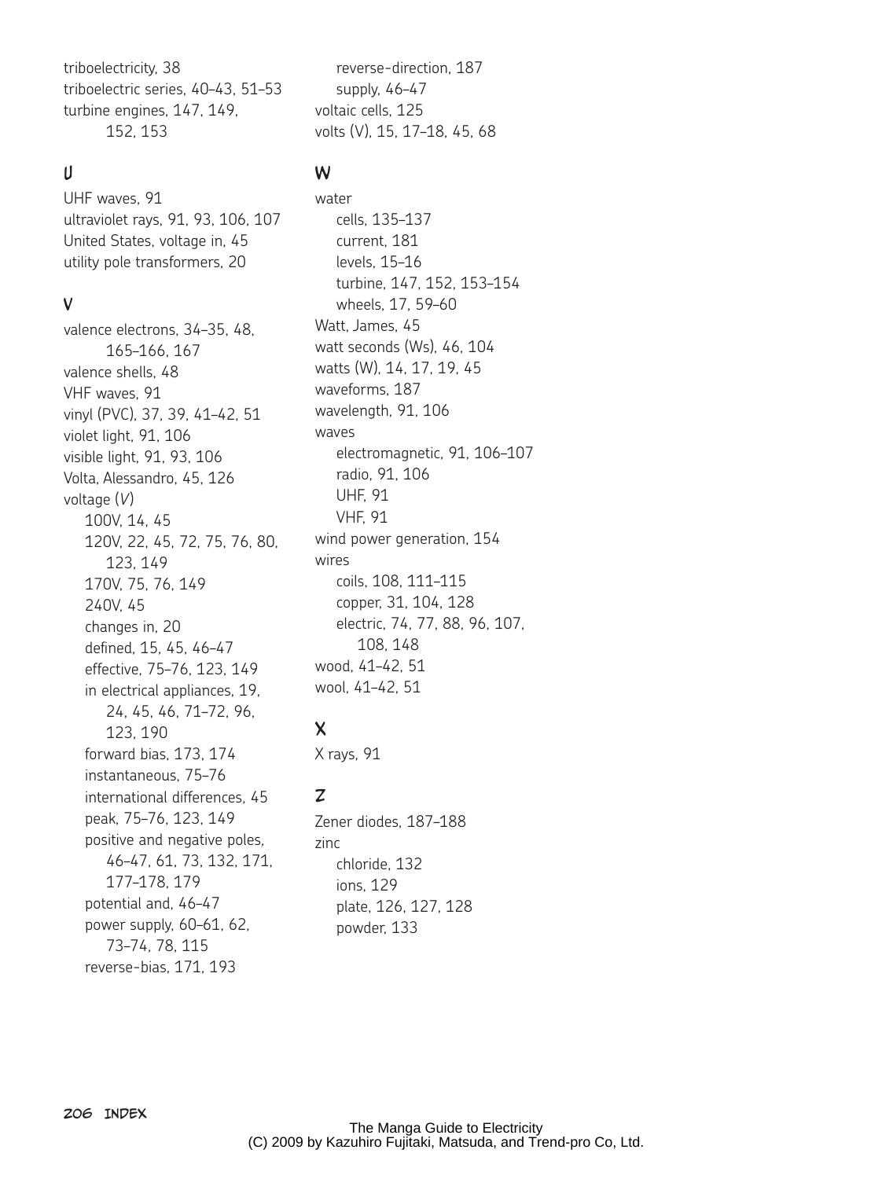triboelectricity, 38
triboelectric series, 40–43, 51–53
turbine engines, 147, 149, 152, 153

## U

UHF waves, 91
ultraviolet rays, 91, 93, 106, 107
United States, voltage in, 45
utility pole transformers, 20

## V

valence electrons, 34–35, 48, 165–166, 167
valence shells, 48
VHF waves, 91
vinyl (PVC), 37, 39, 41–42, 51
violet light, 91, 106
visible light, 91, 93, 106
Volta, Alessandro, 45, 126
voltage (*V*)
- 100V, 14, 45
- 120V, 22, 45, 72, 75, 76, 80, 123, 149
- 170V, 75, 76, 149
- 240V, 45
- changes in, 20
- defined, 15, 45, 46–47
- effective, 75–76, 123, 149
- in electrical appliances, 19, 24, 45, 46, 71–72, 96, 123, 190
- forward bias, 173, 174
- instantaneous, 75–76
- international differences, 45
- peak, 75–76, 123, 149
- positive and negative poles, 46–47, 61, 73, 132, 171, 177–178, 179
- potential and, 46–47
- power supply, 60–61, 62, 73–74, 78, 115
- reverse-bias, 171, 193
- reverse-direction, 187
- supply, 46–47

voltaic cells, 125
volts (V), 15, 17–18, 45, 68

## W

water
- cells, 135–137
- current, 181
- levels, 15–16
- turbine, 147, 152, 153–154
- wheels, 17, 59–60

Watt, James, 45
watt seconds (Ws), 46, 104
watts (W), 14, 17, 19, 45
waveforms, 187
wavelength, 91, 106
waves
- electromagnetic, 91, 106–107
- radio, 91, 106
- UHF, 91
- VHF, 91

wind power generation, 154
wires
- coils, 108, 111–115
- copper, 31, 104, 128
- electric, 74, 77, 88, 96, 107, 108, 148

wood, 41–42, 51
wool, 41–42, 51

## X

X rays, 91

## Z

Zener diodes, 187–188
zinc
- chloride, 132
- ions, 129
- plate, 126, 127, 128
- powder, 133

The Manga Guide to Electricity
(C) 2009 by Kazuhiro Fujitaki, Matsuda, and Trend-pro Co, Ltd.